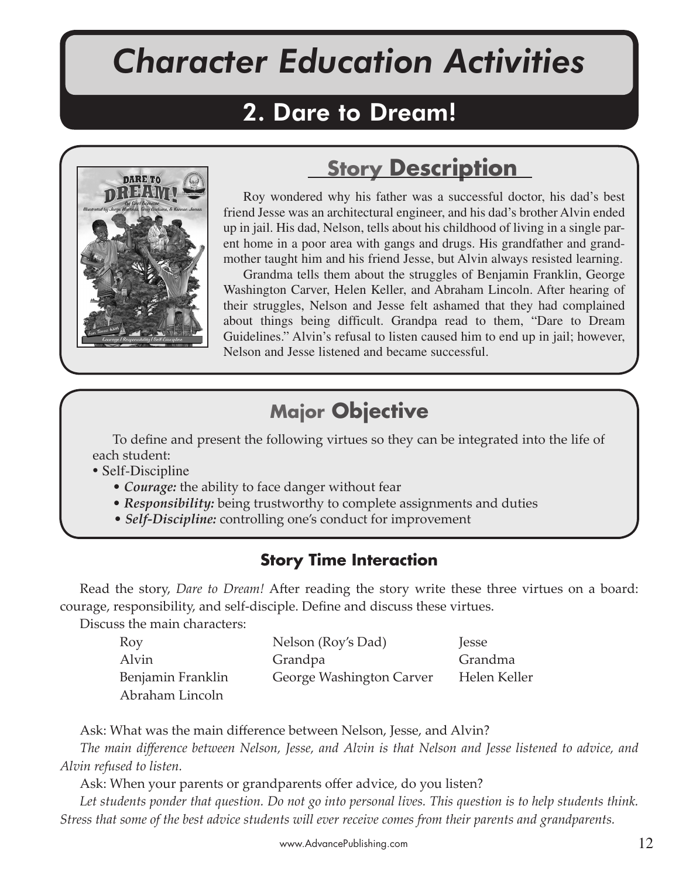# Character Education Activities

## 2. Dare to Dream!

### Story Description

Roy wondered why his father was a successful doctor, his dad's best friend Jesse was an architectural engineer, and his dad's brother Alvin ended up in jail. His dad, Nelson, tells about his childhood of living in a single parent home in a poor area with gangs and drugs. His grandfather and grandmother taught him and his friend Jesse, but Alvin always resisted learning.

Grandma tells them about the struggles of Benjamin Franklin, George Washington Carver, Helen Keller, and Abraham Lincoln. After hearing of their struggles, Nelson and Jesse felt ashamed that they had complained about things being difficult. Grandpa read to them, "Dare to Dream Guidelines." Alvin's refusal to listen caused him to end up in jail; however, Nelson and Jesse listened and became successful.

### Major Objective

To define and present the following virtues so they can be integrated into the life of each student:

- Self-Discipline
  - ***Courage:*** the ability to face danger without fear
  - ***Responsibility:*** being trustworthy to complete assignments and duties
  - ***Self-Discipline:*** controlling one's conduct for improvement

### Story Time Interaction

Read the story, *Dare to Dream!* After reading the story write these three virtues on a board: courage, responsibility, and self-disciple. Define and discuss these virtues.

Discuss the main characters:

| | | |
|---|---|---|
| Roy | Nelson (Roy's Dad) | Jesse |
| Alvin | Grandpa | Grandma |
| Benjamin Franklin | George Washington Carver | Helen Keller |
| Abraham Lincoln | | |

Ask: What was the main difference between Nelson, Jesse, and Alvin?

*The main difference between Nelson, Jesse, and Alvin is that Nelson and Jesse listened to advice, and Alvin refused to listen.*

Ask: When your parents or grandparents offer advice, do you listen?

*Let students ponder that question. Do not go into personal lives. This question is to help students think. Stress that some of the best advice students will ever receive comes from their parents and grandparents.*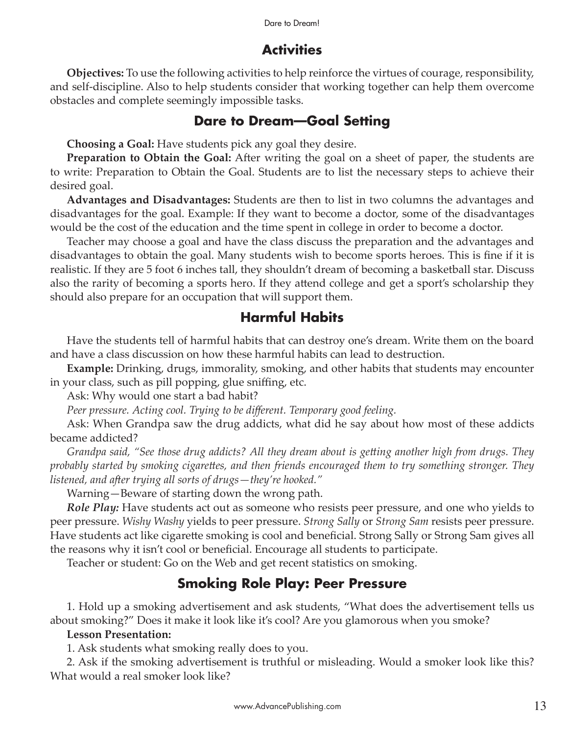## Activities

**Objectives:** To use the following activities to help reinforce the virtues of courage, responsibility, and self-discipline. Also to help students consider that working together can help them overcome obstacles and complete seemingly impossible tasks.

## Dare to Dream—Goal Setting

**Choosing a Goal:** Have students pick any goal they desire.

**Preparation to Obtain the Goal:** After writing the goal on a sheet of paper, the students are to write: Preparation to Obtain the Goal. Students are to list the necessary steps to achieve their desired goal.

**Advantages and Disadvantages:** Students are then to list in two columns the advantages and disadvantages for the goal. Example: If they want to become a doctor, some of the disadvantages would be the cost of the education and the time spent in college in order to become a doctor.

Teacher may choose a goal and have the class discuss the preparation and the advantages and disadvantages to obtain the goal. Many students wish to become sports heroes. This is fine if it is realistic. If they are 5 foot 6 inches tall, they shouldn't dream of becoming a basketball star. Discuss also the rarity of becoming a sports hero. If they attend college and get a sport's scholarship they should also prepare for an occupation that will support them.

## Harmful Habits

Have the students tell of harmful habits that can destroy one's dream. Write them on the board and have a class discussion on how these harmful habits can lead to destruction.

**Example:** Drinking, drugs, immorality, smoking, and other habits that students may encounter in your class, such as pill popping, glue sniffing, etc.

Ask: Why would one start a bad habit?

*Peer pressure. Acting cool. Trying to be different. Temporary good feeling.*

Ask: When Grandpa saw the drug addicts, what did he say about how most of these addicts became addicted?

*Grandpa said, "See those drug addicts? All they dream about is getting another high from drugs. They probably started by smoking cigarettes, and then friends encouraged them to try something stronger. They listened, and after trying all sorts of drugs—they're hooked."*

Warning—Beware of starting down the wrong path.

***Role Play:*** Have students act out as someone who resists peer pressure, and one who yields to peer pressure. *Wishy Washy* yields to peer pressure. *Strong Sally* or *Strong Sam* resists peer pressure. Have students act like cigarette smoking is cool and beneficial. Strong Sally or Strong Sam gives all the reasons why it isn't cool or beneficial. Encourage all students to participate.

Teacher or student: Go on the Web and get recent statistics on smoking.

## Smoking Role Play: Peer Pressure

1. Hold up a smoking advertisement and ask students, "What does the advertisement tells us about smoking?" Does it make it look like it's cool? Are you glamorous when you smoke?

**Lesson Presentation:**

1. Ask students what smoking really does to you.

2. Ask if the smoking advertisement is truthful or misleading. Would a smoker look like this? What would a real smoker look like?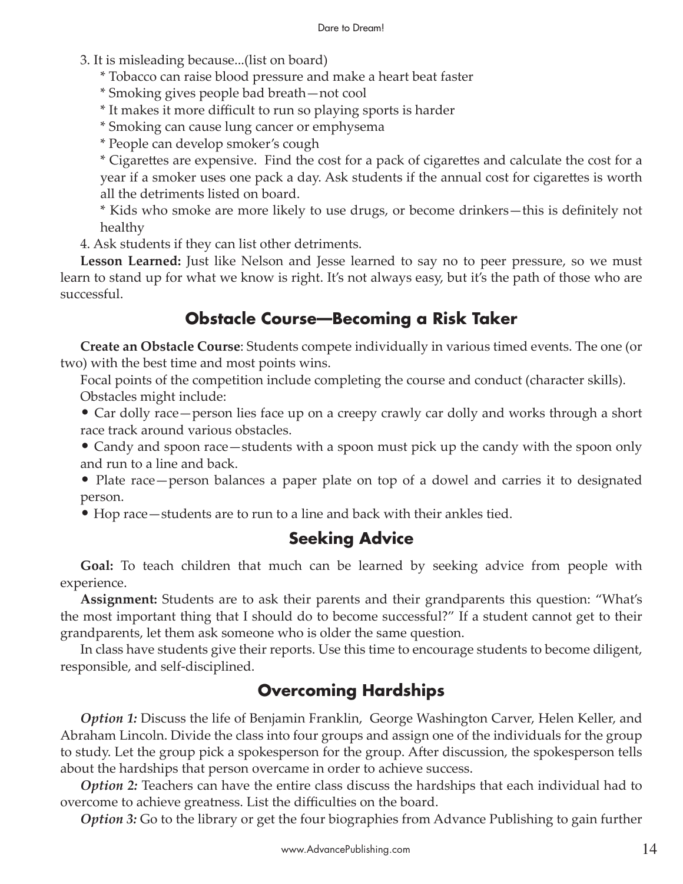3. It is misleading because...(list on board)

* Tobacco can raise blood pressure and make a heart beat faster
* Smoking gives people bad breath—not cool
* It makes it more difficult to run so playing sports is harder
* Smoking can cause lung cancer or emphysema
* People can develop smoker's cough
* Cigarettes are expensive. Find the cost for a pack of cigarettes and calculate the cost for a year if a smoker uses one pack a day. Ask students if the annual cost for cigarettes is worth all the detriments listed on board.
* Kids who smoke are more likely to use drugs, or become drinkers—this is definitely not healthy

4. Ask students if they can list other detriments.

**Lesson Learned:** Just like Nelson and Jesse learned to say no to peer pressure, so we must learn to stand up for what we know is right. It's not always easy, but it's the path of those who are successful.

## Obstacle Course—Becoming a Risk Taker

**Create an Obstacle Course**: Students compete individually in various timed events. The one (or two) with the best time and most points wins.

Focal points of the competition include completing the course and conduct (character skills).

Obstacles might include:

- Car dolly race—person lies face up on a creepy crawly car dolly and works through a short race track around various obstacles.
- Candy and spoon race—students with a spoon must pick up the candy with the spoon only and run to a line and back.
- Plate race—person balances a paper plate on top of a dowel and carries it to designated person.
- Hop race—students are to run to a line and back with their ankles tied.

## Seeking Advice

**Goal:** To teach children that much can be learned by seeking advice from people with experience.

**Assignment:** Students are to ask their parents and their grandparents this question: "What's the most important thing that I should do to become successful?" If a student cannot get to their grandparents, let them ask someone who is older the same question.

In class have students give their reports. Use this time to encourage students to become diligent, responsible, and self-disciplined.

## Overcoming Hardships

***Option 1:*** Discuss the life of Benjamin Franklin, George Washington Carver, Helen Keller, and Abraham Lincoln. Divide the class into four groups and assign one of the individuals for the group to study. Let the group pick a spokesperson for the group. After discussion, the spokesperson tells about the hardships that person overcame in order to achieve success.

***Option 2:*** Teachers can have the entire class discuss the hardships that each individual had to overcome to achieve greatness. List the difficulties on the board.

***Option 3:*** Go to the library or get the four biographies from Advance Publishing to gain further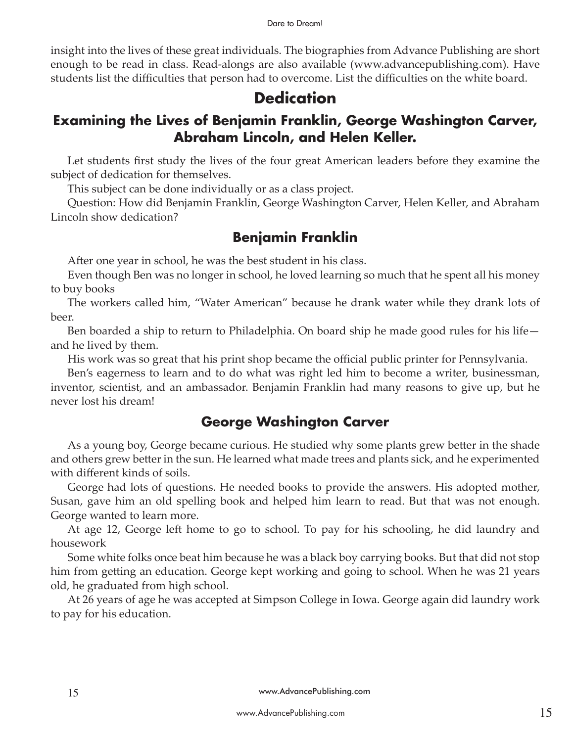insight into the lives of these great individuals. The biographies from Advance Publishing are short enough to be read in class. Read-alongs are also available (www.advancepublishing.com). Have students list the difficulties that person had to overcome. List the difficulties on the white board.

## Dedication

### Examining the Lives of Benjamin Franklin, George Washington Carver, Abraham Lincoln, and Helen Keller.

Let students first study the lives of the four great American leaders before they examine the subject of dedication for themselves.

This subject can be done individually or as a class project.

Question: How did Benjamin Franklin, George Washington Carver, Helen Keller, and Abraham Lincoln show dedication?

### Benjamin Franklin

After one year in school, he was the best student in his class.

Even though Ben was no longer in school, he loved learning so much that he spent all his money to buy books

The workers called him, "Water American" because he drank water while they drank lots of beer.

Ben boarded a ship to return to Philadelphia. On board ship he made good rules for his life—and he lived by them.

His work was so great that his print shop became the official public printer for Pennsylvania.

Ben's eagerness to learn and to do what was right led him to become a writer, businessman, inventor, scientist, and an ambassador. Benjamin Franklin had many reasons to give up, but he never lost his dream!

### George Washington Carver

As a young boy, George became curious. He studied why some plants grew better in the shade and others grew better in the sun. He learned what made trees and plants sick, and he experimented with different kinds of soils.

George had lots of questions. He needed books to provide the answers. His adopted mother, Susan, gave him an old spelling book and helped him learn to read. But that was not enough. George wanted to learn more.

At age 12, George left home to go to school. To pay for his schooling, he did laundry and housework

Some white folks once beat him because he was a black boy carrying books. But that did not stop him from getting an education. George kept working and going to school. When he was 21 years old, he graduated from high school.

At 26 years of age he was accepted at Simpson College in Iowa. George again did laundry work to pay for his education.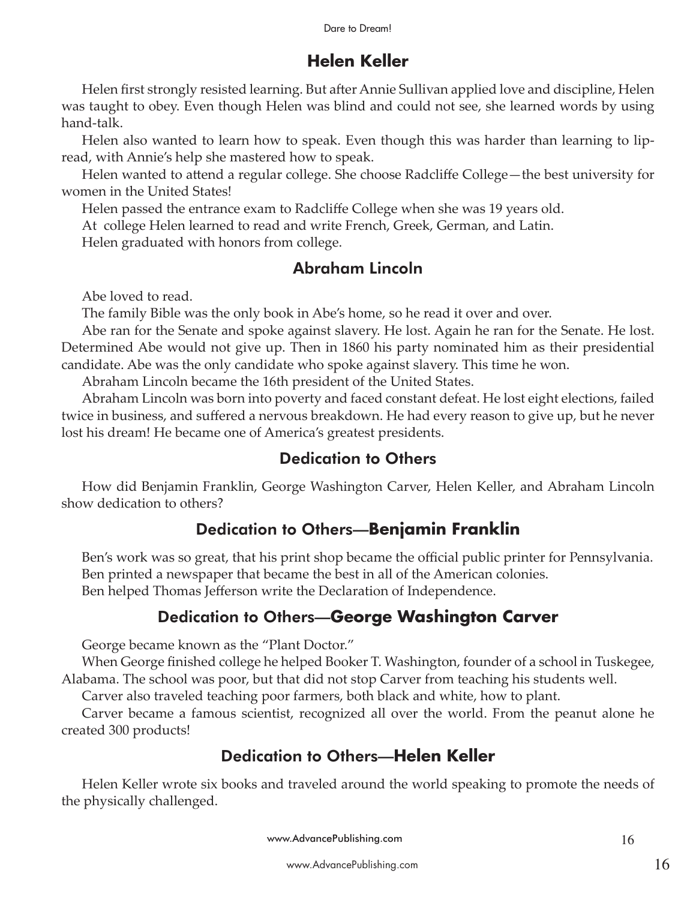## Helen Keller

Helen first strongly resisted learning. But after Annie Sullivan applied love and discipline, Helen was taught to obey. Even though Helen was blind and could not see, she learned words by using hand-talk.

Helen also wanted to learn how to speak. Even though this was harder than learning to lip-read, with Annie's help she mastered how to speak.

Helen wanted to attend a regular college. She choose Radcliffe College—the best university for women in the United States!

Helen passed the entrance exam to Radcliffe College when she was 19 years old.

At college Helen learned to read and write French, Greek, German, and Latin.

Helen graduated with honors from college.

## Abraham Lincoln

Abe loved to read.

The family Bible was the only book in Abe's home, so he read it over and over.

Abe ran for the Senate and spoke against slavery. He lost. Again he ran for the Senate. He lost. Determined Abe would not give up. Then in 1860 his party nominated him as their presidential candidate. Abe was the only candidate who spoke against slavery. This time he won.

Abraham Lincoln became the 16th president of the United States.

Abraham Lincoln was born into poverty and faced constant defeat. He lost eight elections, failed twice in business, and suffered a nervous breakdown. He had every reason to give up, but he never lost his dream! He became one of America's greatest presidents.

## Dedication to Others

How did Benjamin Franklin, George Washington Carver, Helen Keller, and Abraham Lincoln show dedication to others?

## Dedication to Others—**Benjamin Franklin**

Ben's work was so great, that his print shop became the official public printer for Pennsylvania.

Ben printed a newspaper that became the best in all of the American colonies.

Ben helped Thomas Jefferson write the Declaration of Independence.

## Dedication to Others—**George Washington Carver**

George became known as the "Plant Doctor."

When George finished college he helped Booker T. Washington, founder of a school in Tuskegee, Alabama. The school was poor, but that did not stop Carver from teaching his students well.

Carver also traveled teaching poor farmers, both black and white, how to plant.

Carver became a famous scientist, recognized all over the world. From the peanut alone he created 300 products!

## Dedication to Others—**Helen Keller**

Helen Keller wrote six books and traveled around the world speaking to promote the needs of the physically challenged.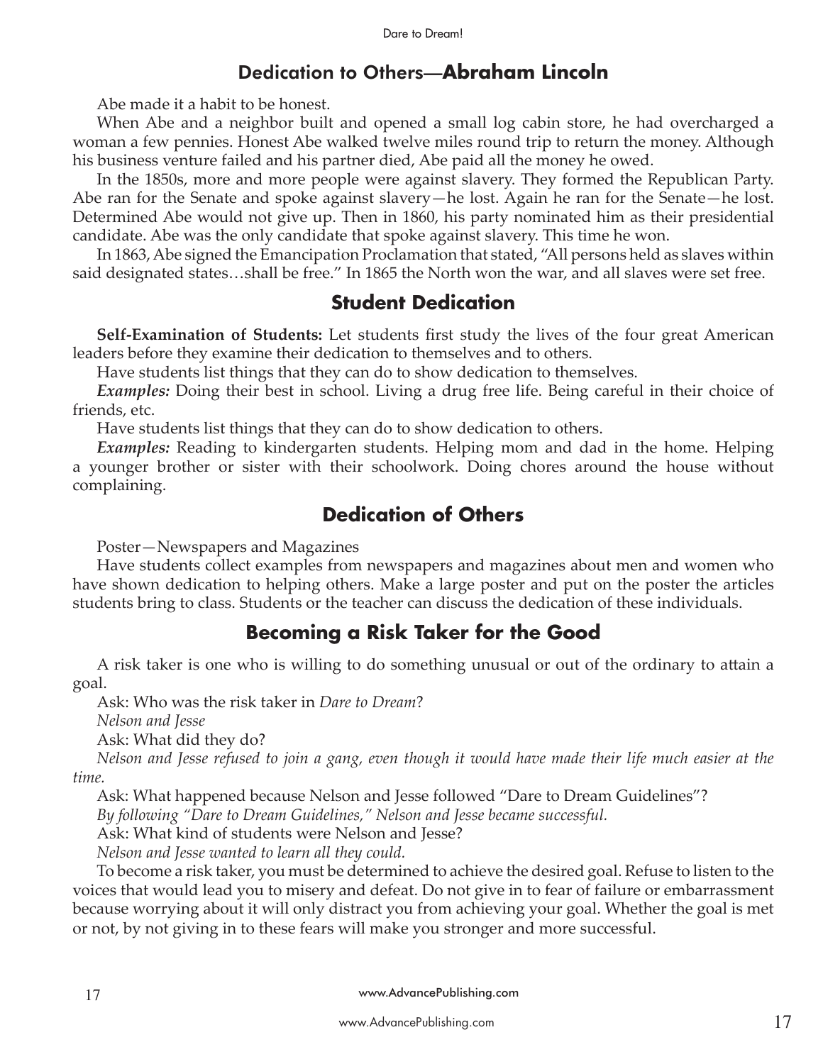## Dedication to Others—**Abraham Lincoln**

Abe made it a habit to be honest.

When Abe and a neighbor built and opened a small log cabin store, he had overcharged a woman a few pennies. Honest Abe walked twelve miles round trip to return the money. Although his business venture failed and his partner died, Abe paid all the money he owed.

In the 1850s, more and more people were against slavery. They formed the Republican Party. Abe ran for the Senate and spoke against slavery—he lost. Again he ran for the Senate—he lost. Determined Abe would not give up. Then in 1860, his party nominated him as their presidential candidate. Abe was the only candidate that spoke against slavery. This time he won.

In 1863, Abe signed the Emancipation Proclamation that stated, "All persons held as slaves within said designated states…shall be free." In 1865 the North won the war, and all slaves were set free.

## Student Dedication

**Self-Examination of Students:** Let students first study the lives of the four great American leaders before they examine their dedication to themselves and to others.

Have students list things that they can do to show dedication to themselves.

***Examples:*** Doing their best in school. Living a drug free life. Being careful in their choice of friends, etc.

Have students list things that they can do to show dedication to others.

***Examples:*** Reading to kindergarten students. Helping mom and dad in the home. Helping a younger brother or sister with their schoolwork. Doing chores around the house without complaining.

## Dedication of Others

Poster—Newspapers and Magazines

Have students collect examples from newspapers and magazines about men and women who have shown dedication to helping others. Make a large poster and put on the poster the articles students bring to class. Students or the teacher can discuss the dedication of these individuals.

## Becoming a Risk Taker for the Good

A risk taker is one who is willing to do something unusual or out of the ordinary to attain a goal.

Ask: Who was the risk taker in *Dare to Dream*?

*Nelson and Jesse*

Ask: What did they do?

*Nelson and Jesse refused to join a gang, even though it would have made their life much easier at the time.*

Ask: What happened because Nelson and Jesse followed "Dare to Dream Guidelines"?

*By following "Dare to Dream Guidelines," Nelson and Jesse became successful.*

Ask: What kind of students were Nelson and Jesse?

*Nelson and Jesse wanted to learn all they could.*

To become a risk taker, you must be determined to achieve the desired goal. Refuse to listen to the voices that would lead you to misery and defeat. Do not give in to fear of failure or embarrassment because worrying about it will only distract you from achieving your goal. Whether the goal is met or not, by not giving in to these fears will make you stronger and more successful.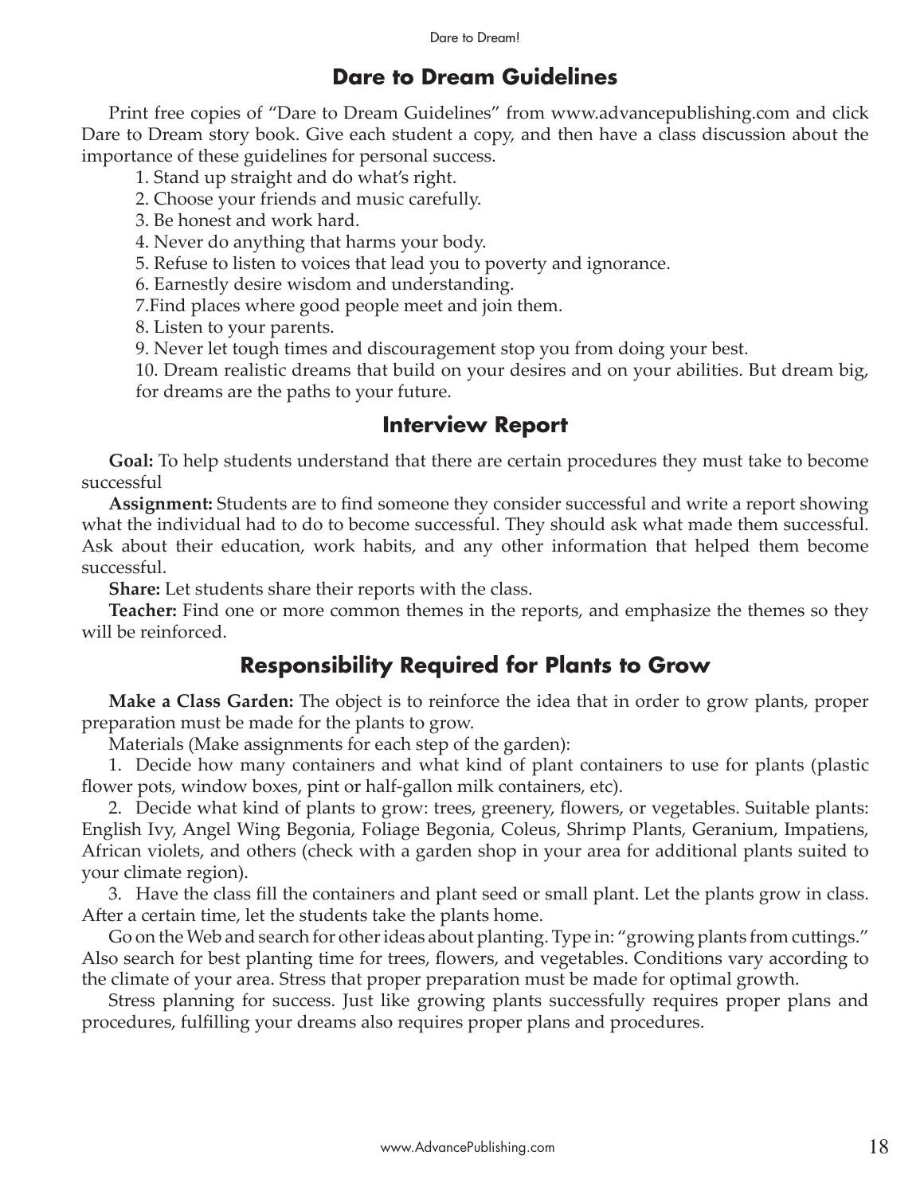## Dare to Dream Guidelines

Print free copies of "Dare to Dream Guidelines" from www.advancepublishing.com and click Dare to Dream story book. Give each student a copy, and then have a class discussion about the importance of these guidelines for personal success.

1. Stand up straight and do what's right.
2. Choose your friends and music carefully.
3. Be honest and work hard.
4. Never do anything that harms your body.
5. Refuse to listen to voices that lead you to poverty and ignorance.
6. Earnestly desire wisdom and understanding.
7. Find places where good people meet and join them.
8. Listen to your parents.
9. Never let tough times and discouragement stop you from doing your best.
10. Dream realistic dreams that build on your desires and on your abilities. But dream big, for dreams are the paths to your future.

## Interview Report

**Goal:** To help students understand that there are certain procedures they must take to become successful

**Assignment:** Students are to find someone they consider successful and write a report showing what the individual had to do to become successful. They should ask what made them successful. Ask about their education, work habits, and any other information that helped them become successful.

**Share:** Let students share their reports with the class.

**Teacher:** Find one or more common themes in the reports, and emphasize the themes so they will be reinforced.

## Responsibility Required for Plants to Grow

**Make a Class Garden:** The object is to reinforce the idea that in order to grow plants, proper preparation must be made for the plants to grow.

Materials (Make assignments for each step of the garden):

1. Decide how many containers and what kind of plant containers to use for plants (plastic flower pots, window boxes, pint or half-gallon milk containers, etc).

2. Decide what kind of plants to grow: trees, greenery, flowers, or vegetables. Suitable plants: English Ivy, Angel Wing Begonia, Foliage Begonia, Coleus, Shrimp Plants, Geranium, Impatiens, African violets, and others (check with a garden shop in your area for additional plants suited to your climate region).

3. Have the class fill the containers and plant seed or small plant. Let the plants grow in class. After a certain time, let the students take the plants home.

Go on the Web and search for other ideas about planting. Type in: "growing plants from cuttings." Also search for best planting time for trees, flowers, and vegetables. Conditions vary according to the climate of your area. Stress that proper preparation must be made for optimal growth.

Stress planning for success. Just like growing plants successfully requires proper plans and procedures, fulfilling your dreams also requires proper plans and procedures.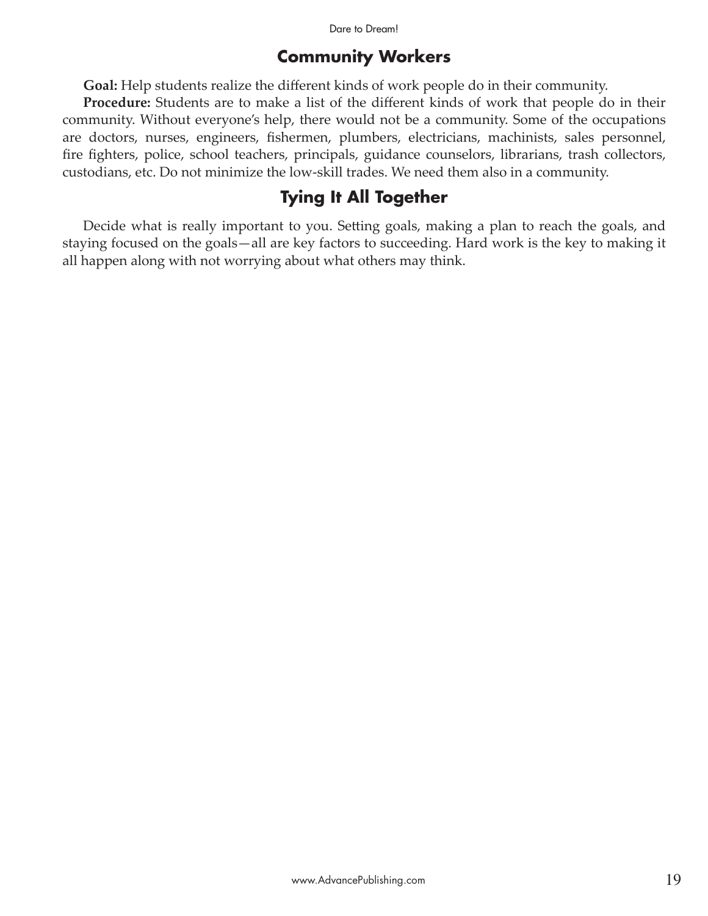## Community Workers

**Goal:** Help students realize the different kinds of work people do in their community.

**Procedure:** Students are to make a list of the different kinds of work that people do in their community. Without everyone's help, there would not be a community. Some of the occupations are doctors, nurses, engineers, fishermen, plumbers, electricians, machinists, sales personnel, fire fighters, police, school teachers, principals, guidance counselors, librarians, trash collectors, custodians, etc. Do not minimize the low-skill trades. We need them also in a community.

## Tying It All Together

Decide what is really important to you. Setting goals, making a plan to reach the goals, and staying focused on the goals—all are key factors to succeeding. Hard work is the key to making it all happen along with not worrying about what others may think.